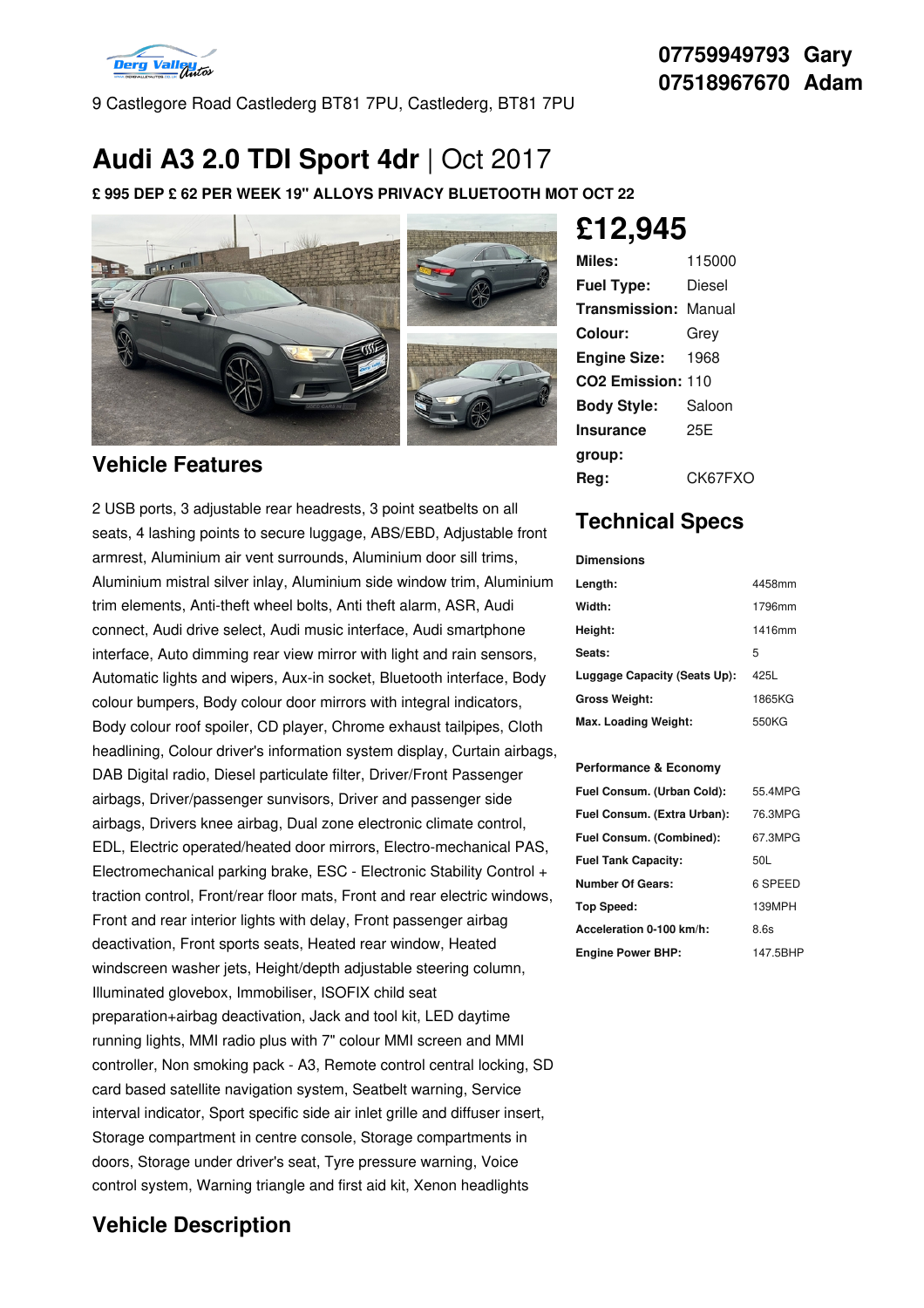07759949793 Gary
07518967670 Adam

9 Castlegore Road Castlederg BT81 7PU, Castlederg, BT81 7PU

# Audi A3 2.0 TDI Sport 4dr | Oct 2017

**£ 995 DEP £ 62 PER WEEK 19" ALLOYS PRIVACY BLUETOOTH MOT OCT 22**

## £12,945

| | |
|---|---|
| **Miles:** | 115000 |
| **Fuel Type:** | Diesel |
| **Transmission:** | Manual |
| **Colour:** | Grey |
| **Engine Size:** | 1968 |
| **CO2 Emission:** | 110 |
| **Body Style:** | Saloon |
| **Insurance group:** | 25E |
| **Reg:** | CK67FXO |

## Vehicle Features

2 USB ports, 3 adjustable rear headrests, 3 point seatbelts on all seats, 4 lashing points to secure luggage, ABS/EBD, Adjustable front armrest, Aluminium air vent surrounds, Aluminium door sill trims, Aluminium mistral silver inlay, Aluminium side window trim, Aluminium trim elements, Anti-theft wheel bolts, Anti theft alarm, ASR, Audi connect, Audi drive select, Audi music interface, Audi smartphone interface, Auto dimming rear view mirror with light and rain sensors, Automatic lights and wipers, Aux-in socket, Bluetooth interface, Body colour bumpers, Body colour door mirrors with integral indicators, Body colour roof spoiler, CD player, Chrome exhaust tailpipes, Cloth headlining, Colour driver's information system display, Curtain airbags, DAB Digital radio, Diesel particulate filter, Driver/Front Passenger airbags, Driver/passenger sunvisors, Driver and passenger side airbags, Drivers knee airbag, Dual zone electronic climate control, EDL, Electric operated/heated door mirrors, Electro-mechanical PAS, Electromechanical parking brake, ESC - Electronic Stability Control + traction control, Front/rear floor mats, Front and rear electric windows, Front and rear interior lights with delay, Front passenger airbag deactivation, Front sports seats, Heated rear window, Heated windscreen washer jets, Height/depth adjustable steering column, Illuminated glovebox, Immobiliser, ISOFIX child seat preparation+airbag deactivation, Jack and tool kit, LED daytime running lights, MMI radio plus with 7" colour MMI screen and MMI controller, Non smoking pack - A3, Remote control central locking, SD card based satellite navigation system, Seatbelt warning, Service interval indicator, Sport specific side air inlet grille and diffuser insert, Storage compartment in centre console, Storage compartments in doors, Storage under driver's seat, Tyre pressure warning, Voice control system, Warning triangle and first aid kit, Xenon headlights

## Technical Specs

**Dimensions**

| | |
|---|---|
| **Length:** | 4458mm |
| **Width:** | 1796mm |
| **Height:** | 1416mm |
| **Seats:** | 5 |
| **Luggage Capacity (Seats Up):** | 425L |
| **Gross Weight:** | 1865KG |
| **Max. Loading Weight:** | 550KG |

**Performance & Economy**

| | |
|---|---|
| **Fuel Consum. (Urban Cold):** | 55.4MPG |
| **Fuel Consum. (Extra Urban):** | 76.3MPG |
| **Fuel Consum. (Combined):** | 67.3MPG |
| **Fuel Tank Capacity:** | 50L |
| **Number Of Gears:** | 6 SPEED |
| **Top Speed:** | 139MPH |
| **Acceleration 0-100 km/h:** | 8.6s |
| **Engine Power BHP:** | 147.5BHP |

## Vehicle Description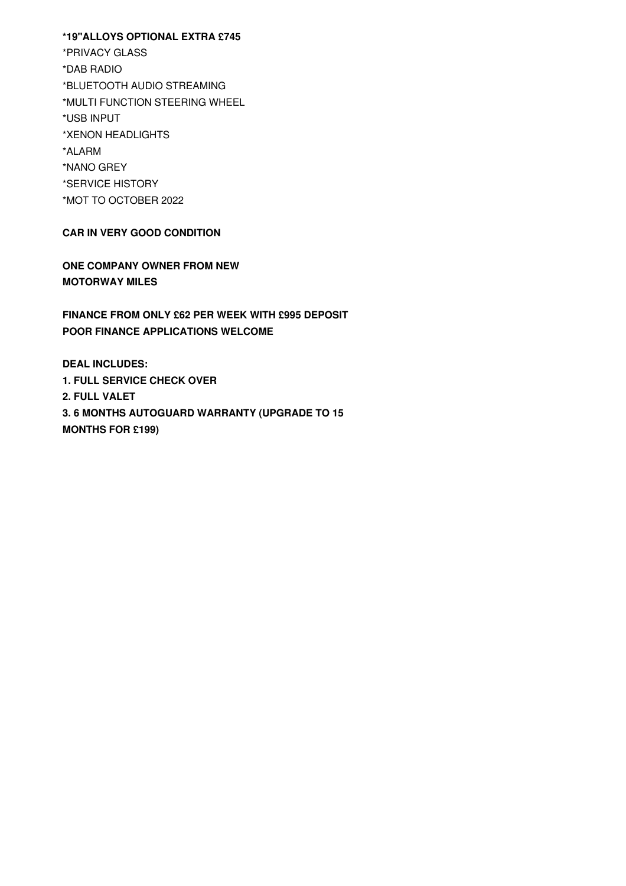**\*19"ALLOYS OPTIONAL EXTRA £745**
*PRIVACY GLASS
*DAB RADIO
*BLUETOOTH AUDIO STREAMING
*MULTI FUNCTION STEERING WHEEL
*USB INPUT
*XENON HEADLIGHTS
*ALARM
*NANO GREY
*SERVICE HISTORY
*MOT TO OCTOBER 2022

**CAR IN VERY GOOD CONDITION**

**ONE COMPANY OWNER FROM NEW**
**MOTORWAY MILES**

**FINANCE FROM ONLY £62 PER WEEK WITH £995 DEPOSIT**
**POOR FINANCE APPLICATIONS WELCOME**

**DEAL INCLUDES:**
**1. FULL SERVICE CHECK OVER**
**2. FULL VALET**
**3. 6 MONTHS AUTOGUARD WARRANTY (UPGRADE TO 15 MONTHS FOR £199)**